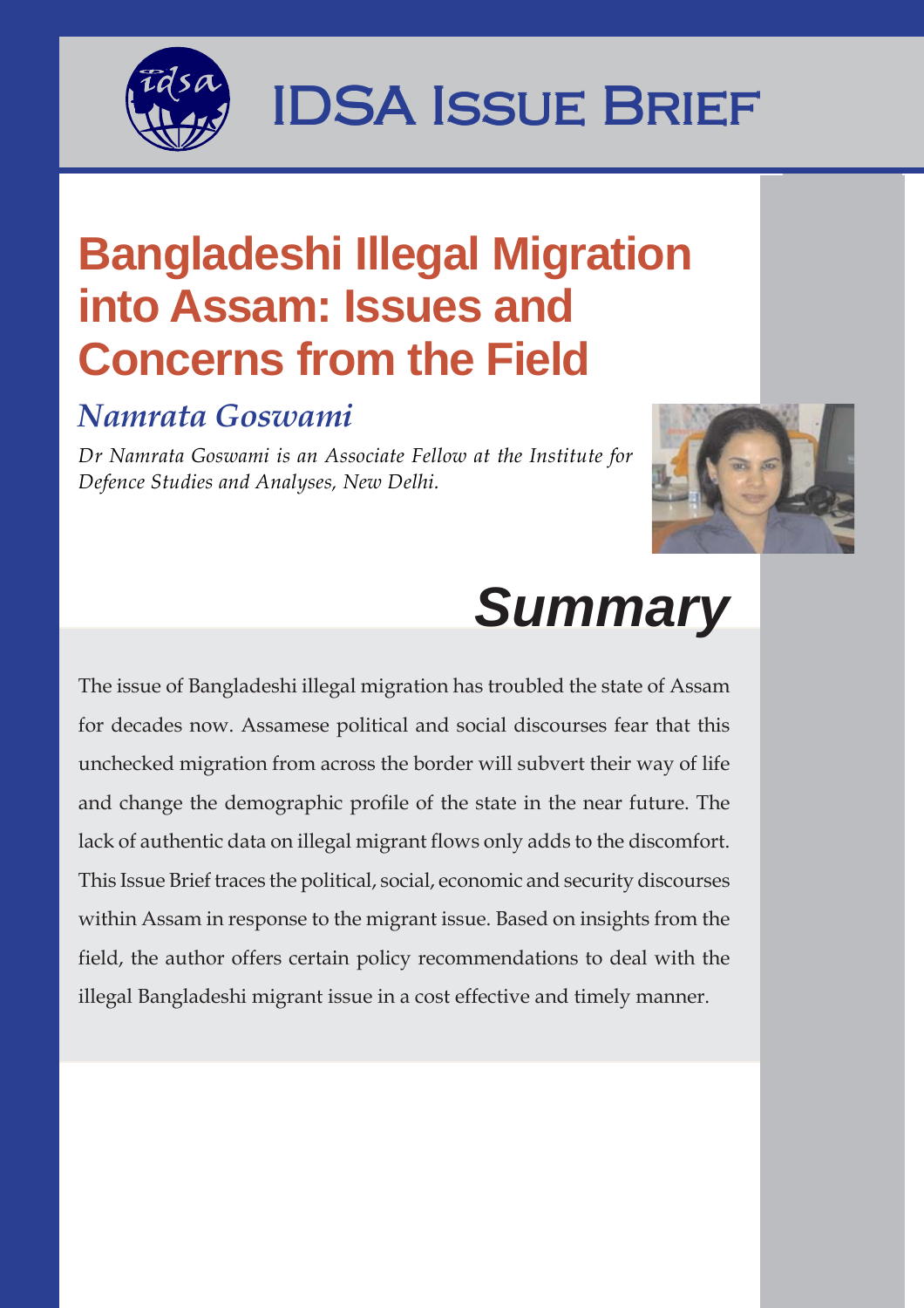# IDSA Issue Brief

# Bangladeshi Illegal Migration into Assam: Issues and Concerns from the Field

## *Namrata Goswami*

*Dr Namrata Goswami is an Associate Fellow at the Institute for Defence Studies and Analyses, New Delhi.*

## Summary

The issue of Bangladeshi illegal migration has troubled the state of Assam for decades now. Assamese political and social discourses fear that this unchecked migration from across the border will subvert their way of life and change the demographic profile of the state in the near future. The lack of authentic data on illegal migrant flows only adds to the discomfort. This Issue Brief traces the political, social, economic and security discourses within Assam in response to the migrant issue. Based on insights from the field, the author offers certain policy recommendations to deal with the illegal Bangladeshi migrant issue in a cost effective and timely manner.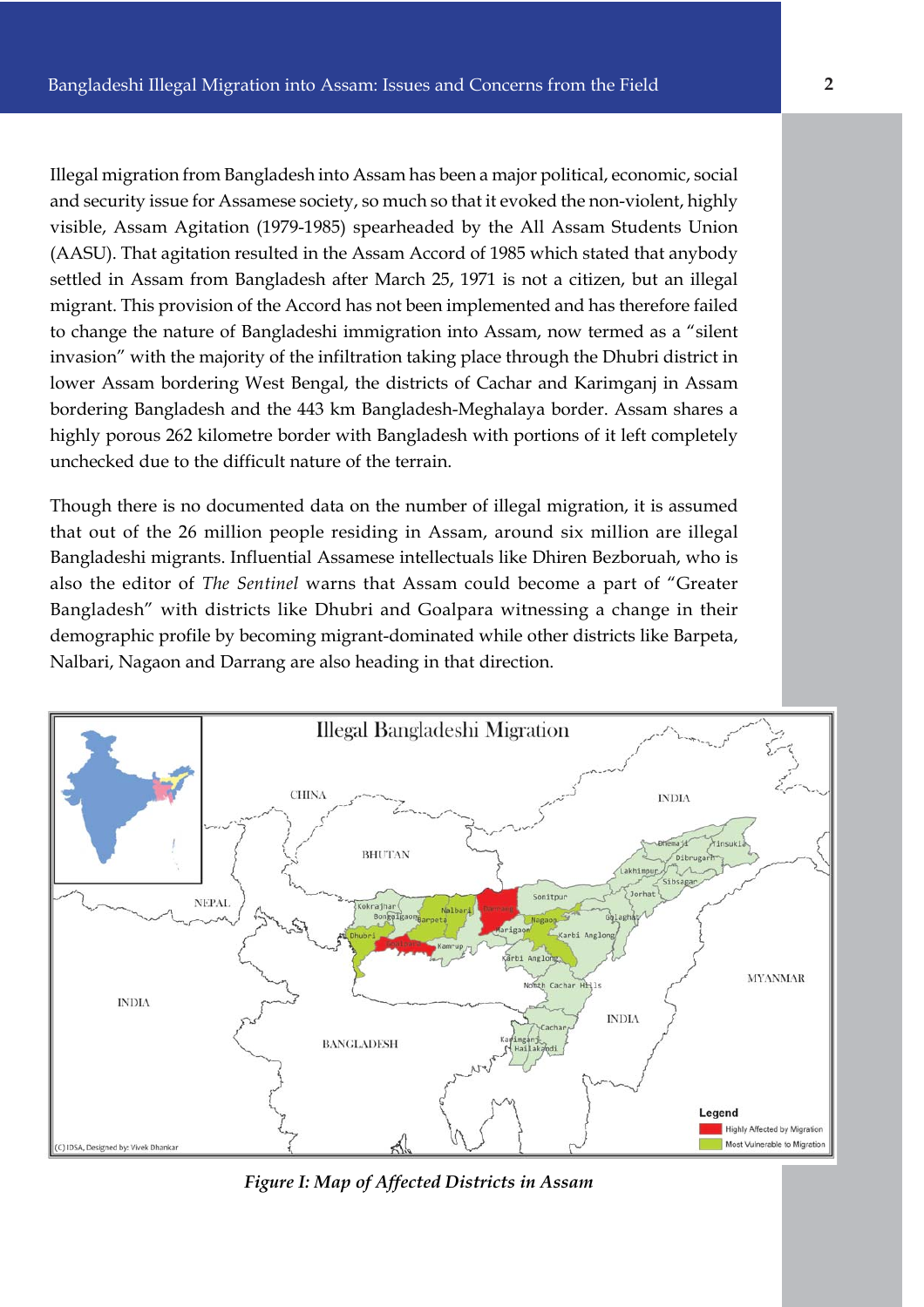Illegal migration from Bangladesh into Assam has been a major political, economic, social and security issue for Assamese society, so much so that it evoked the non-violent, highly visible, Assam Agitation (1979-1985) spearheaded by the All Assam Students Union (AASU). That agitation resulted in the Assam Accord of 1985 which stated that anybody settled in Assam from Bangladesh after March 25, 1971 is not a citizen, but an illegal migrant. This provision of the Accord has not been implemented and has therefore failed to change the nature of Bangladeshi immigration into Assam, now termed as a "silent invasion" with the majority of the infiltration taking place through the Dhubri district in lower Assam bordering West Bengal, the districts of Cachar and Karimganj in Assam bordering Bangladesh and the 443 km Bangladesh-Meghalaya border. Assam shares a highly porous 262 kilometre border with Bangladesh with portions of it left completely unchecked due to the difficult nature of the terrain.

Though there is no documented data on the number of illegal migration, it is assumed that out of the 26 million people residing in Assam, around six million are illegal Bangladeshi migrants. Influential Assamese intellectuals like Dhiren Bezboruah, who is also the editor of *The Sentinel* warns that Assam could become a part of "Greater Bangladesh" with districts like Dhubri and Goalpara witnessing a change in their demographic profile by becoming migrant-dominated while other districts like Barpeta, Nalbari, Nagaon and Darrang are also heading in that direction.

*Figure I: Map of Affected Districts in Assam*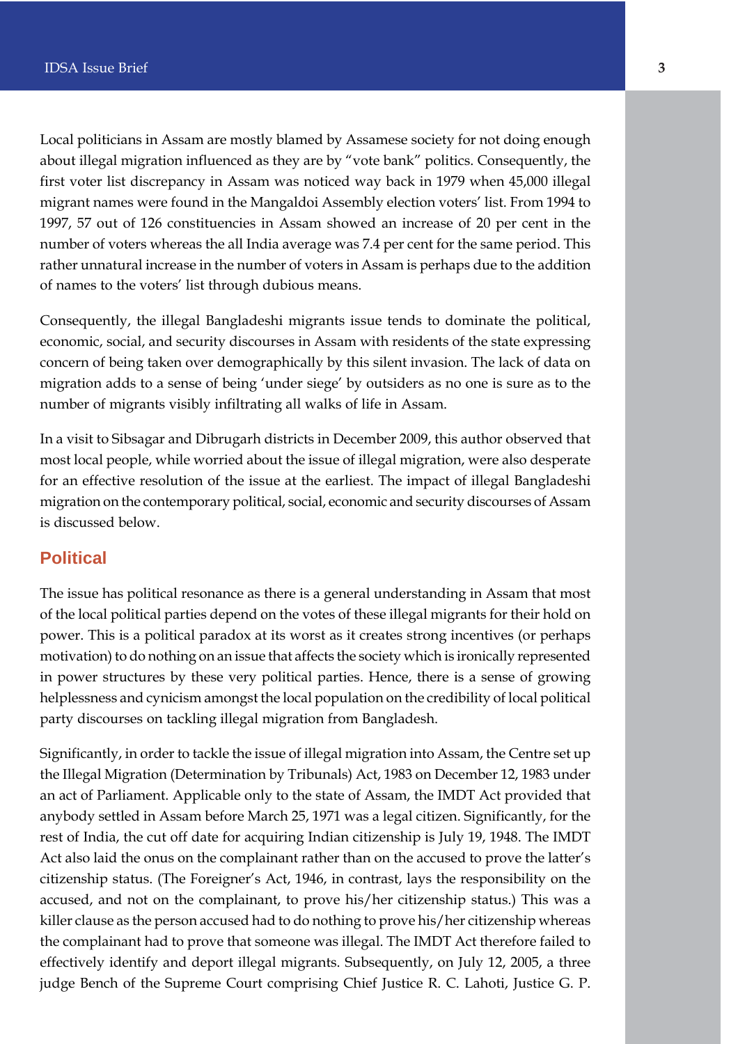Local politicians in Assam are mostly blamed by Assamese society for not doing enough about illegal migration influenced as they are by "vote bank" politics. Consequently, the first voter list discrepancy in Assam was noticed way back in 1979 when 45,000 illegal migrant names were found in the Mangaldoi Assembly election voters' list. From 1994 to 1997, 57 out of 126 constituencies in Assam showed an increase of 20 per cent in the number of voters whereas the all India average was 7.4 per cent for the same period. This rather unnatural increase in the number of voters in Assam is perhaps due to the addition of names to the voters' list through dubious means.

Consequently, the illegal Bangladeshi migrants issue tends to dominate the political, economic, social, and security discourses in Assam with residents of the state expressing concern of being taken over demographically by this silent invasion. The lack of data on migration adds to a sense of being 'under siege' by outsiders as no one is sure as to the number of migrants visibly infiltrating all walks of life in Assam.

In a visit to Sibsagar and Dibrugarh districts in December 2009, this author observed that most local people, while worried about the issue of illegal migration, were also desperate for an effective resolution of the issue at the earliest. The impact of illegal Bangladeshi migration on the contemporary political, social, economic and security discourses of Assam is discussed below.

## Political

The issue has political resonance as there is a general understanding in Assam that most of the local political parties depend on the votes of these illegal migrants for their hold on power. This is a political paradox at its worst as it creates strong incentives (or perhaps motivation) to do nothing on an issue that affects the society which is ironically represented in power structures by these very political parties. Hence, there is a sense of growing helplessness and cynicism amongst the local population on the credibility of local political party discourses on tackling illegal migration from Bangladesh.

Significantly, in order to tackle the issue of illegal migration into Assam, the Centre set up the Illegal Migration (Determination by Tribunals) Act, 1983 on December 12, 1983 under an act of Parliament. Applicable only to the state of Assam, the IMDT Act provided that anybody settled in Assam before March 25, 1971 was a legal citizen. Significantly, for the rest of India, the cut off date for acquiring Indian citizenship is July 19, 1948. The IMDT Act also laid the onus on the complainant rather than on the accused to prove the latter's citizenship status. (The Foreigner's Act, 1946, in contrast, lays the responsibility on the accused, and not on the complainant, to prove his/her citizenship status.) This was a killer clause as the person accused had to do nothing to prove his/her citizenship whereas the complainant had to prove that someone was illegal. The IMDT Act therefore failed to effectively identify and deport illegal migrants. Subsequently, on July 12, 2005, a three judge Bench of the Supreme Court comprising Chief Justice R. C. Lahoti, Justice G. P.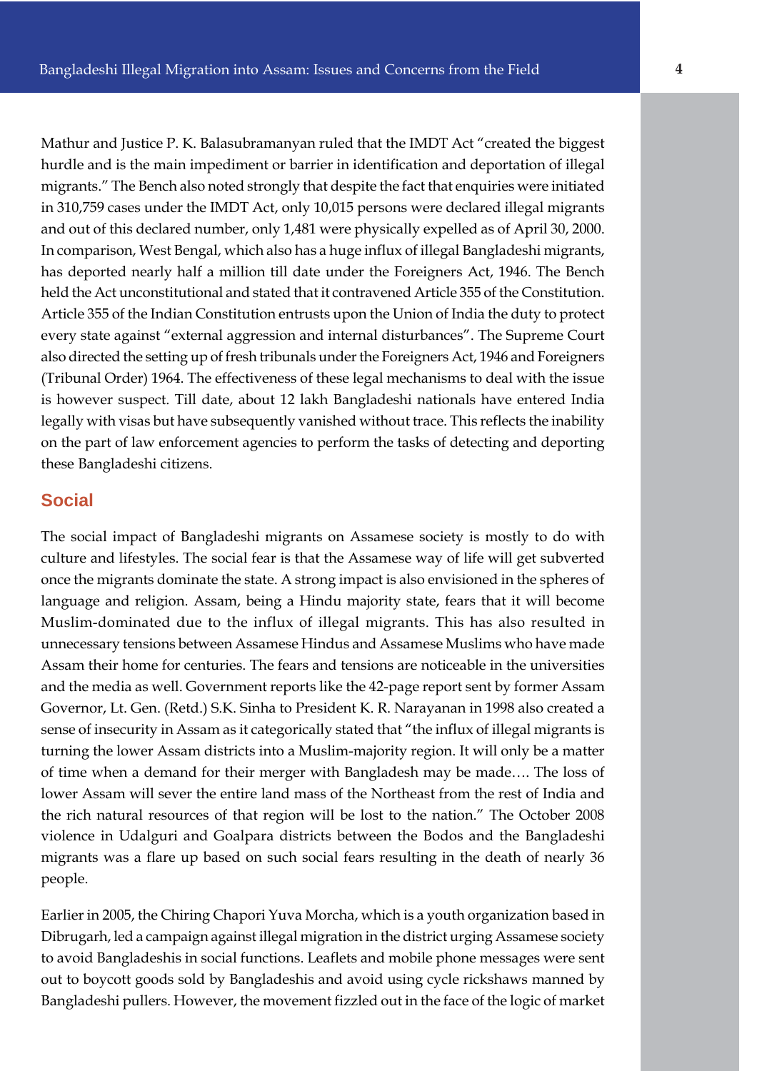Mathur and Justice P. K. Balasubramanyan ruled that the IMDT Act "created the biggest hurdle and is the main impediment or barrier in identification and deportation of illegal migrants." The Bench also noted strongly that despite the fact that enquiries were initiated in 310,759 cases under the IMDT Act, only 10,015 persons were declared illegal migrants and out of this declared number, only 1,481 were physically expelled as of April 30, 2000. In comparison, West Bengal, which also has a huge influx of illegal Bangladeshi migrants, has deported nearly half a million till date under the Foreigners Act, 1946. The Bench held the Act unconstitutional and stated that it contravened Article 355 of the Constitution. Article 355 of the Indian Constitution entrusts upon the Union of India the duty to protect every state against "external aggression and internal disturbances". The Supreme Court also directed the setting up of fresh tribunals under the Foreigners Act, 1946 and Foreigners (Tribunal Order) 1964. The effectiveness of these legal mechanisms to deal with the issue is however suspect. Till date, about 12 lakh Bangladeshi nationals have entered India legally with visas but have subsequently vanished without trace. This reflects the inability on the part of law enforcement agencies to perform the tasks of detecting and deporting these Bangladeshi citizens.

## Social

The social impact of Bangladeshi migrants on Assamese society is mostly to do with culture and lifestyles. The social fear is that the Assamese way of life will get subverted once the migrants dominate the state. A strong impact is also envisioned in the spheres of language and religion. Assam, being a Hindu majority state, fears that it will become Muslim-dominated due to the influx of illegal migrants. This has also resulted in unnecessary tensions between Assamese Hindus and Assamese Muslims who have made Assam their home for centuries. The fears and tensions are noticeable in the universities and the media as well. Government reports like the 42-page report sent by former Assam Governor, Lt. Gen. (Retd.) S.K. Sinha to President K. R. Narayanan in 1998 also created a sense of insecurity in Assam as it categorically stated that "the influx of illegal migrants is turning the lower Assam districts into a Muslim-majority region. It will only be a matter of time when a demand for their merger with Bangladesh may be made…. The loss of lower Assam will sever the entire land mass of the Northeast from the rest of India and the rich natural resources of that region will be lost to the nation." The October 2008 violence in Udalguri and Goalpara districts between the Bodos and the Bangladeshi migrants was a flare up based on such social fears resulting in the death of nearly 36 people.

Earlier in 2005, the Chiring Chapori Yuva Morcha, which is a youth organization based in Dibrugarh, led a campaign against illegal migration in the district urging Assamese society to avoid Bangladeshis in social functions. Leaflets and mobile phone messages were sent out to boycott goods sold by Bangladeshis and avoid using cycle rickshaws manned by Bangladeshi pullers. However, the movement fizzled out in the face of the logic of market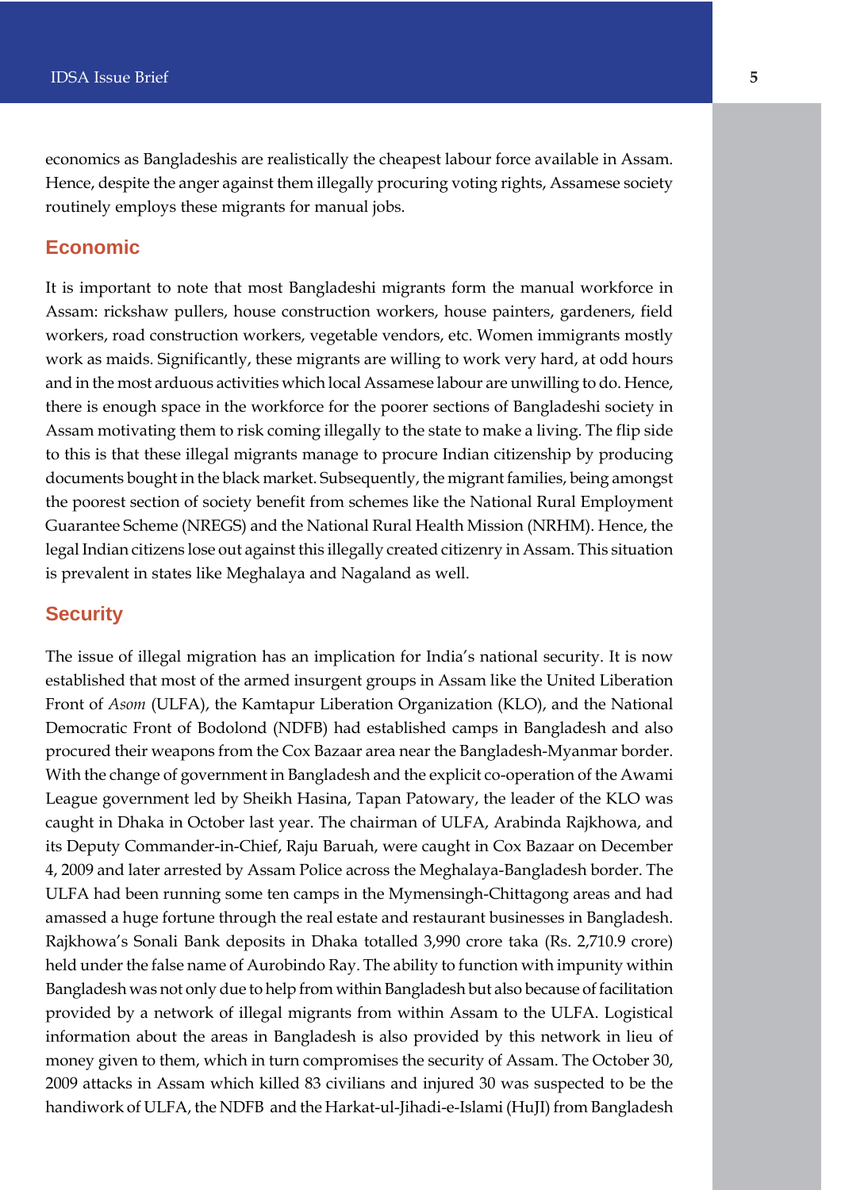economics as Bangladeshis are realistically the cheapest labour force available in Assam. Hence, despite the anger against them illegally procuring voting rights, Assamese society routinely employs these migrants for manual jobs.

## Economic

It is important to note that most Bangladeshi migrants form the manual workforce in Assam: rickshaw pullers, house construction workers, house painters, gardeners, field workers, road construction workers, vegetable vendors, etc. Women immigrants mostly work as maids. Significantly, these migrants are willing to work very hard, at odd hours and in the most arduous activities which local Assamese labour are unwilling to do. Hence, there is enough space in the workforce for the poorer sections of Bangladeshi society in Assam motivating them to risk coming illegally to the state to make a living. The flip side to this is that these illegal migrants manage to procure Indian citizenship by producing documents bought in the black market. Subsequently, the migrant families, being amongst the poorest section of society benefit from schemes like the National Rural Employment Guarantee Scheme (NREGS) and the National Rural Health Mission (NRHM). Hence, the legal Indian citizens lose out against this illegally created citizenry in Assam. This situation is prevalent in states like Meghalaya and Nagaland as well.

## Security

The issue of illegal migration has an implication for India's national security. It is now established that most of the armed insurgent groups in Assam like the United Liberation Front of *Asom* (ULFA), the Kamtapur Liberation Organization (KLO), and the National Democratic Front of Bodolond (NDFB) had established camps in Bangladesh and also procured their weapons from the Cox Bazaar area near the Bangladesh-Myanmar border. With the change of government in Bangladesh and the explicit co-operation of the Awami League government led by Sheikh Hasina, Tapan Patowary, the leader of the KLO was caught in Dhaka in October last year. The chairman of ULFA, Arabinda Rajkhowa, and its Deputy Commander-in-Chief, Raju Baruah, were caught in Cox Bazaar on December 4, 2009 and later arrested by Assam Police across the Meghalaya-Bangladesh border. The ULFA had been running some ten camps in the Mymensingh-Chittagong areas and had amassed a huge fortune through the real estate and restaurant businesses in Bangladesh. Rajkhowa's Sonali Bank deposits in Dhaka totalled 3,990 crore taka (Rs. 2,710.9 crore) held under the false name of Aurobindo Ray. The ability to function with impunity within Bangladesh was not only due to help from within Bangladesh but also because of facilitation provided by a network of illegal migrants from within Assam to the ULFA. Logistical information about the areas in Bangladesh is also provided by this network in lieu of money given to them, which in turn compromises the security of Assam. The October 30, 2009 attacks in Assam which killed 83 civilians and injured 30 was suspected to be the handiwork of ULFA, the NDFB and the Harkat-ul-Jihadi-e-Islami (HuJI) from Bangladesh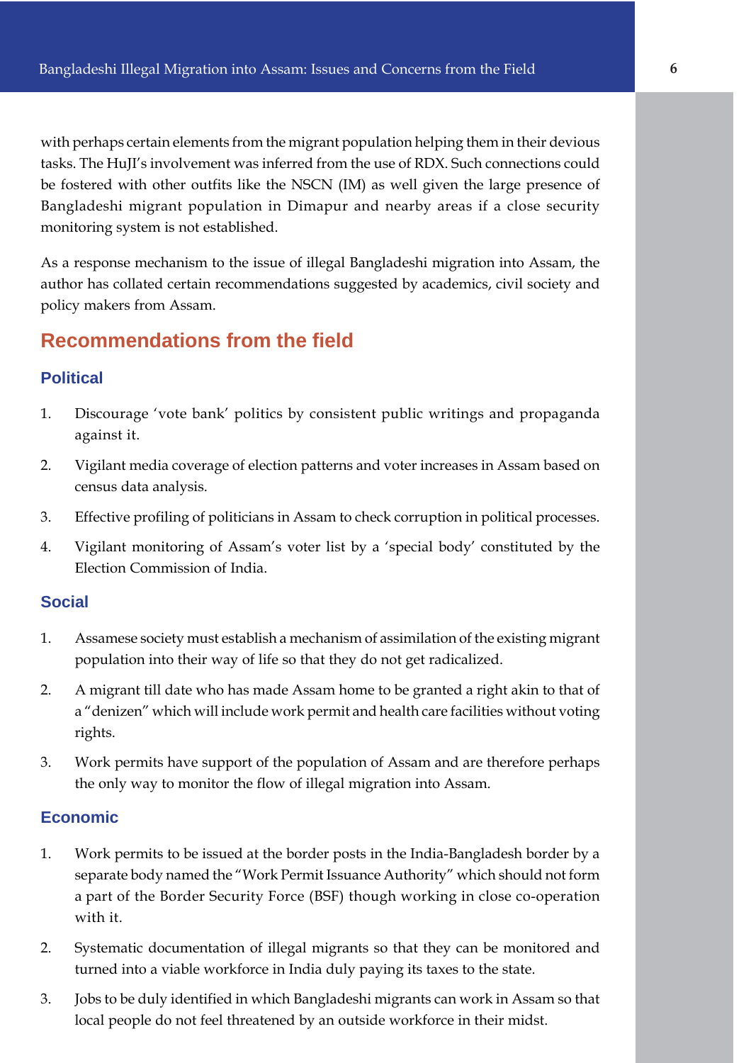with perhaps certain elements from the migrant population helping them in their devious tasks. The HuJI's involvement was inferred from the use of RDX. Such connections could be fostered with other outfits like the NSCN (IM) as well given the large presence of Bangladeshi migrant population in Dimapur and nearby areas if a close security monitoring system is not established.

As a response mechanism to the issue of illegal Bangladeshi migration into Assam, the author has collated certain recommendations suggested by academics, civil society and policy makers from Assam.

## Recommendations from the field

### Political

1. Discourage 'vote bank' politics by consistent public writings and propaganda against it.
2. Vigilant media coverage of election patterns and voter increases in Assam based on census data analysis.
3. Effective profiling of politicians in Assam to check corruption in political processes.
4. Vigilant monitoring of Assam's voter list by a 'special body' constituted by the Election Commission of India.

### Social

1. Assamese society must establish a mechanism of assimilation of the existing migrant population into their way of life so that they do not get radicalized.
2. A migrant till date who has made Assam home to be granted a right akin to that of a "denizen" which will include work permit and health care facilities without voting rights.
3. Work permits have support of the population of Assam and are therefore perhaps the only way to monitor the flow of illegal migration into Assam.

### Economic

1. Work permits to be issued at the border posts in the India-Bangladesh border by a separate body named the "Work Permit Issuance Authority" which should not form a part of the Border Security Force (BSF) though working in close co-operation with it.
2. Systematic documentation of illegal migrants so that they can be monitored and turned into a viable workforce in India duly paying its taxes to the state.
3. Jobs to be duly identified in which Bangladeshi migrants can work in Assam so that local people do not feel threatened by an outside workforce in their midst.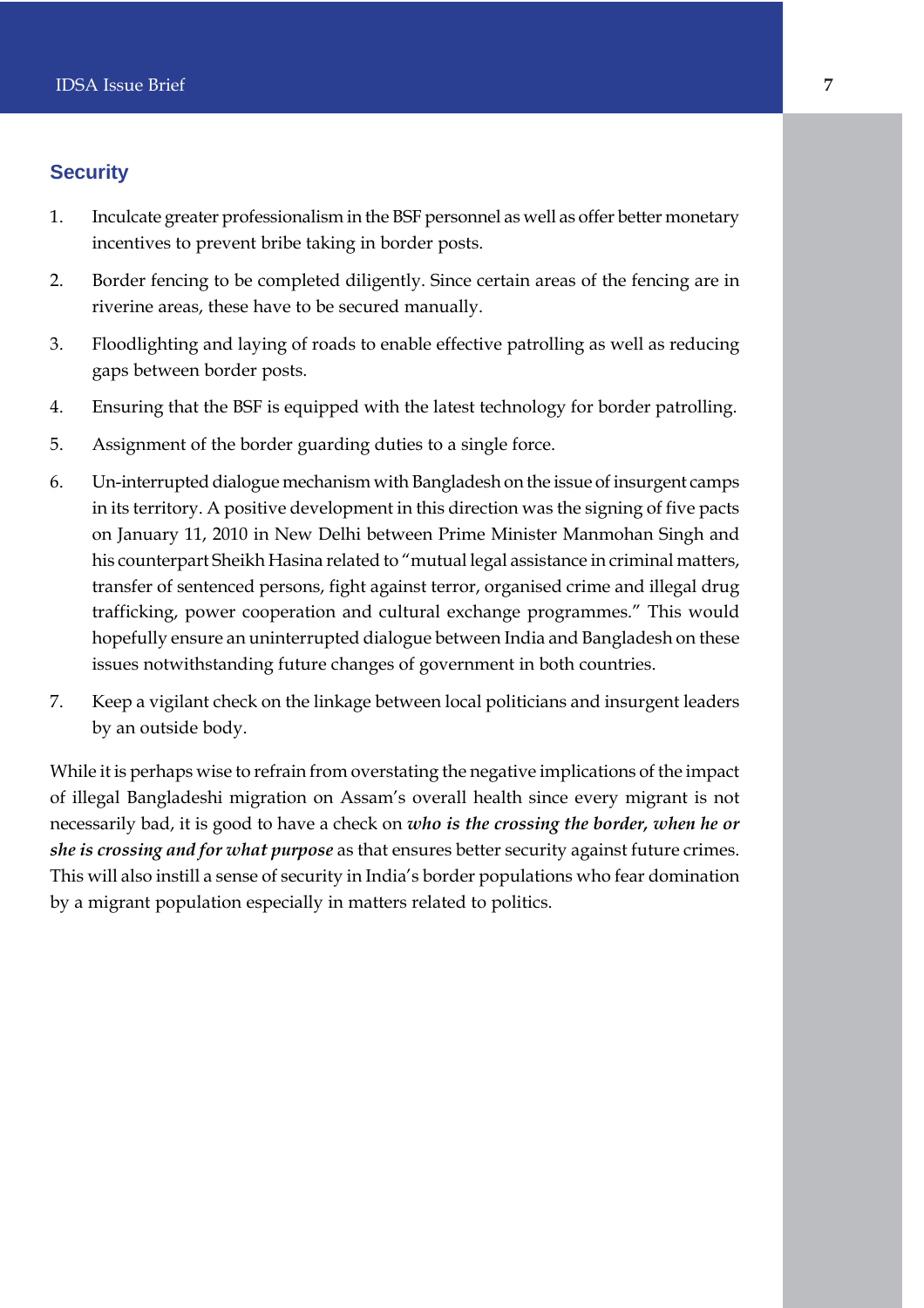## Security

1. Inculcate greater professionalism in the BSF personnel as well as offer better monetary incentives to prevent bribe taking in border posts.
2. Border fencing to be completed diligently. Since certain areas of the fencing are in riverine areas, these have to be secured manually.
3. Floodlighting and laying of roads to enable effective patrolling as well as reducing gaps between border posts.
4. Ensuring that the BSF is equipped with the latest technology for border patrolling.
5. Assignment of the border guarding duties to a single force.
6. Un-interrupted dialogue mechanism with Bangladesh on the issue of insurgent camps in its territory. A positive development in this direction was the signing of five pacts on January 11, 2010 in New Delhi between Prime Minister Manmohan Singh and his counterpart Sheikh Hasina related to "mutual legal assistance in criminal matters, transfer of sentenced persons, fight against terror, organised crime and illegal drug trafficking, power cooperation and cultural exchange programmes." This would hopefully ensure an uninterrupted dialogue between India and Bangladesh on these issues notwithstanding future changes of government in both countries.
7. Keep a vigilant check on the linkage between local politicians and insurgent leaders by an outside body.

While it is perhaps wise to refrain from overstating the negative implications of the impact of illegal Bangladeshi migration on Assam's overall health since every migrant is not necessarily bad, it is good to have a check on ***who is the crossing the border, when he or she is crossing and for what purpose*** as that ensures better security against future crimes. This will also instill a sense of security in India's border populations who fear domination by a migrant population especially in matters related to politics.